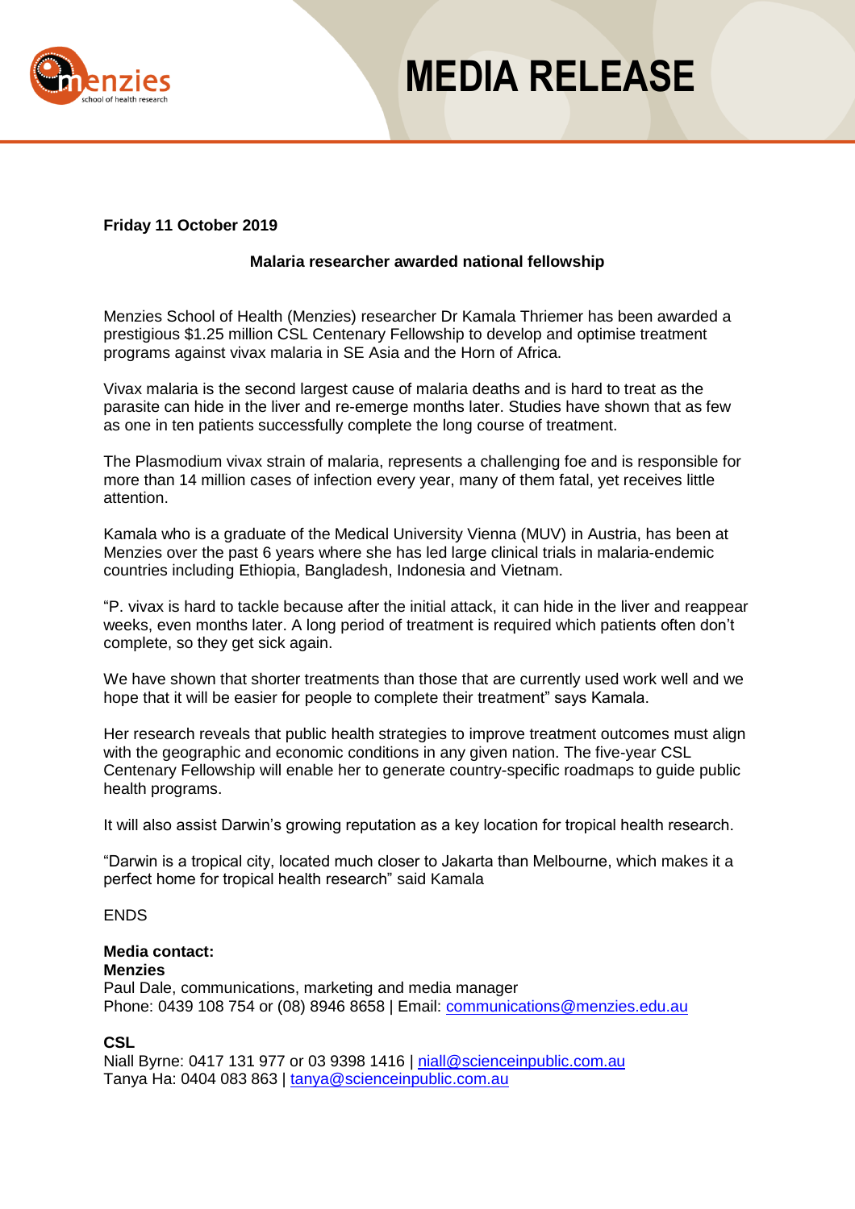# MEDIA RELEASE

**Friday 11 October 2019**

**Malaria researcher awarded national fellowship**

Menzies School of Health (Menzies) researcher Dr Kamala Thriemer has been awarded a prestigious $1.25 million CSL Centenary Fellowship to develop and optimise treatment programs against vivax malaria in SE Asia and the Horn of Africa.

Vivax malaria is the second largest cause of malaria deaths and is hard to treat as the parasite can hide in the liver and re-emerge months later. Studies have shown that as few as one in ten patients successfully complete the long course of treatment.

The Plasmodium vivax strain of malaria, represents a challenging foe and is responsible for more than 14 million cases of infection every year, many of them fatal, yet receives little attention.

Kamala who is a graduate of the Medical University Vienna (MUV) in Austria, has been at Menzies over the past 6 years where she has led large clinical trials in malaria-endemic countries including Ethiopia, Bangladesh, Indonesia and Vietnam.

"P. vivax is hard to tackle because after the initial attack, it can hide in the liver and reappear weeks, even months later. A long period of treatment is required which patients often don't complete, so they get sick again.

We have shown that shorter treatments than those that are currently used work well and we hope that it will be easier for people to complete their treatment" says Kamala.

Her research reveals that public health strategies to improve treatment outcomes must align with the geographic and economic conditions in any given nation. The five-year CSL Centenary Fellowship will enable her to generate country-specific roadmaps to guide public health programs.

It will also assist Darwin's growing reputation as a key location for tropical health research.

"Darwin is a tropical city, located much closer to Jakarta than Melbourne, which makes it a perfect home for tropical health research" said Kamala

ENDS

**Media contact:**
**Menzies**
Paul Dale, communications, marketing and media manager
Phone: 0439 108 754 or (08) 8946 8658 | Email: communications@menzies.edu.au

**CSL**
Niall Byrne: 0417 131 977 or 03 9398 1416 | niall@scienceinpublic.com.au
Tanya Ha: 0404 083 863 | tanya@scienceinpublic.com.au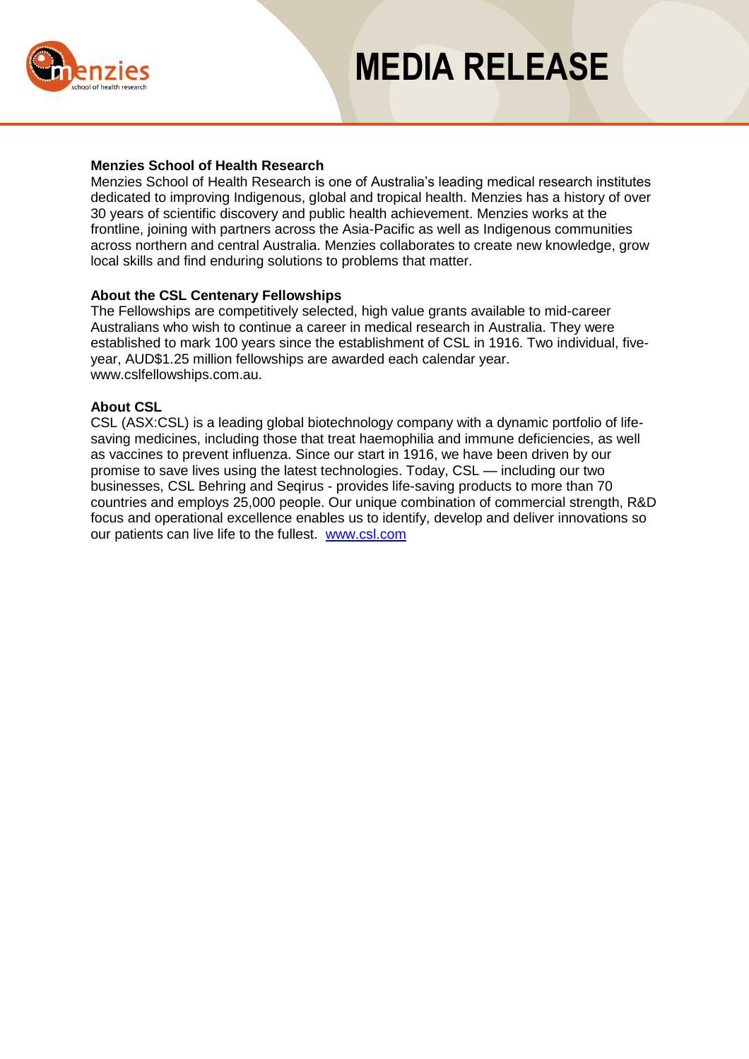**Menzies School of Health Research**
Menzies School of Health Research is one of Australia's leading medical research institutes dedicated to improving Indigenous, global and tropical health. Menzies has a history of over 30 years of scientific discovery and public health achievement. Menzies works at the frontline, joining with partners across the Asia-Pacific as well as Indigenous communities across northern and central Australia. Menzies collaborates to create new knowledge, grow local skills and find enduring solutions to problems that matter.

**About the CSL Centenary Fellowships**
The Fellowships are competitively selected, high value grants available to mid-career Australians who wish to continue a career in medical research in Australia. They were established to mark 100 years since the establishment of CSL in 1916. Two individual, five-year, AUD$1.25 million fellowships are awarded each calendar year. www.cslfellowships.com.au.

**About CSL**
CSL (ASX:CSL) is a leading global biotechnology company with a dynamic portfolio of life-saving medicines, including those that treat haemophilia and immune deficiencies, as well as vaccines to prevent influenza. Since our start in 1916, we have been driven by our promise to save lives using the latest technologies. Today, CSL — including our two businesses, CSL Behring and Seqirus - provides life-saving products to more than 70 countries and employs 25,000 people. Our unique combination of commercial strength, R&D focus and operational excellence enables us to identify, develop and deliver innovations so our patients can live life to the fullest. [www.csl.com](http://www.csl.com)